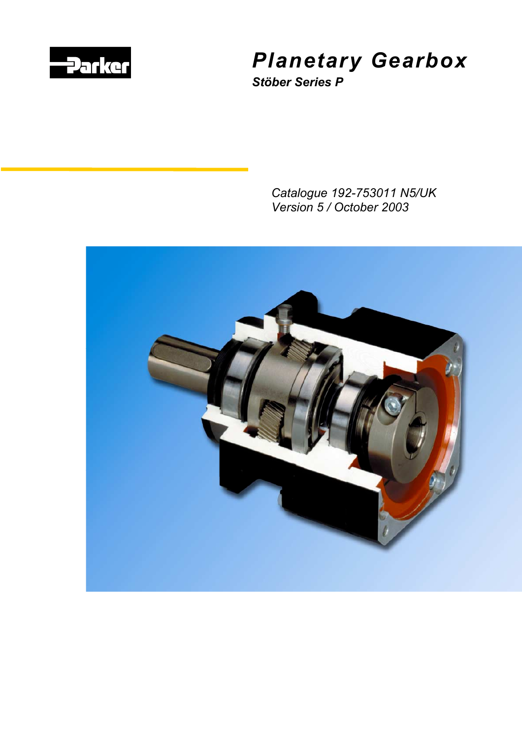Parker

# Planetary Gearbox

***Stöber Series P***

*Catalogue 192-753011 N5/UK*
*Version 5 / October 2003*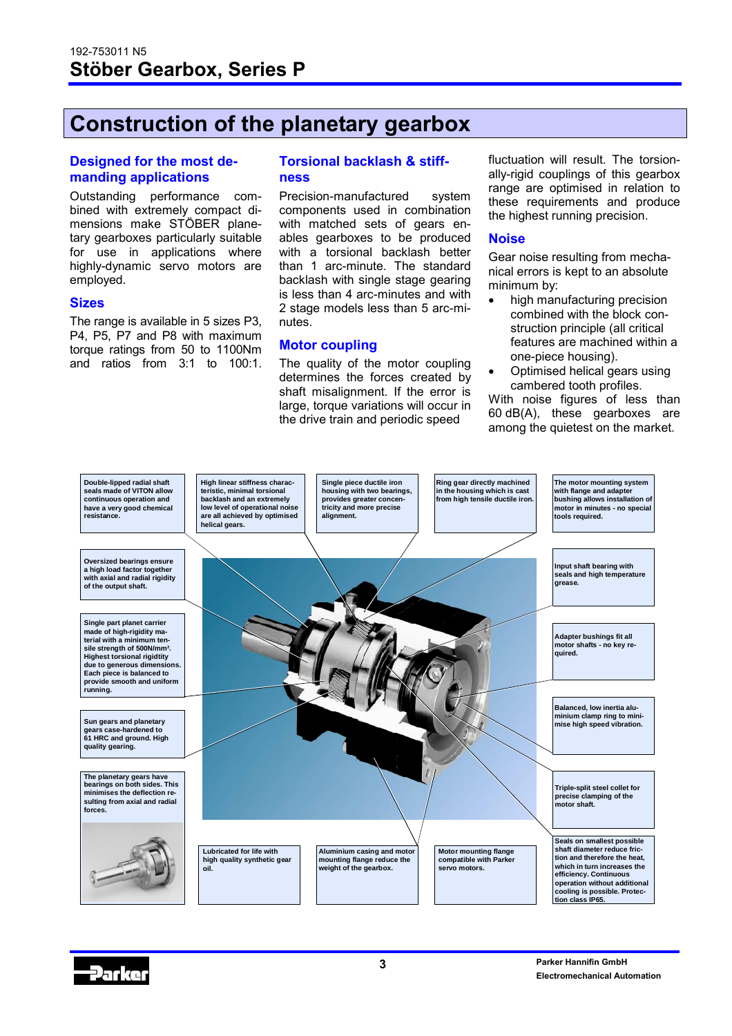# Construction of the planetary gearbox

## Designed for the most demanding applications

Outstanding performance combined with extremely compact dimensions make STÖBER planetary gearboxes particularly suitable for use in applications where highly-dynamic servo motors are employed.

## Sizes

The range is available in 5 sizes P3, P4, P5, P7 and P8 with maximum torque ratings from 50 to 1100Nm and ratios from 3:1 to 100:1.

## Torsional backlash & stiffness

Precision-manufactured system components used in combination with matched sets of gears enables gearboxes to be produced with a torsional backlash better than 1 arc-minute. The standard backlash with single stage gearing is less than 4 arc-minutes and with 2 stage models less than 5 arc-minutes.

## Motor coupling

The quality of the motor coupling determines the forces created by shaft misalignment. If the error is large, torque variations will occur in the drive train and periodic speed fluctuation will result. The torsionally-rigid couplings of this gearbox range are optimised in relation to these requirements and produce the highest running precision.

## Noise

Gear noise resulting from mechanical errors is kept to an absolute minimum by:

- high manufacturing precision combined with the block construction principle (all critical features are machined within a one-piece housing).
- Optimised helical gears using cambered tooth profiles.

With noise figures of less than 60 dB(A), these gearboxes are among the quietest on the market.

Double-lipped radial shaft seals made of VITON allow continuous operation and have a very good chemical resistance.

High linear stiffness characteristic, minimal torsional backlash and an extremely low level of operational noise are all achieved by optimised helical gears.

Single piece ductile iron housing with two bearings, provides greater concentricity and more precise alignment.

Ring gear directly machined in the housing which is cast from high tensile ductile iron.

The motor mounting system with flange and adapter bushing allows installation of motor in minutes - no special tools required.

Oversized bearings ensure a high load factor together with axial and radial rigidity of the output shaft.

Input shaft bearing with seals and high temperature grease.

Single part planet carrier made of high-rigidity material with a minimum tensile strength of 500N/mm². Highest torsional rigidity due to generous dimensions. Each piece is balanced to provide smooth and uniform running.

Adapter bushings fit all motor shafts - no key required.

Balanced, low inertia aluminium clamp ring to minimise high speed vibration.

Sun gears and planetary gears case-hardened to 61 HRC and ground. High quality gearing.

The planetary gears have bearings on both sides. This minimises the deflection resulting from axial and radial forces.

Triple-split steel collet for precise clamping of the motor shaft.

Lubricated for life with high quality synthetic gear oil.

Aluminium casing and motor mounting flange reduce the weight of the gearbox.

Motor mounting flange compatible with Parker servo motors.

Seals on smallest possible shaft diameter reduce friction and therefore the heat, which in turn increases the efficiency. Continuous operation without additional cooling is possible. Protection class IP65.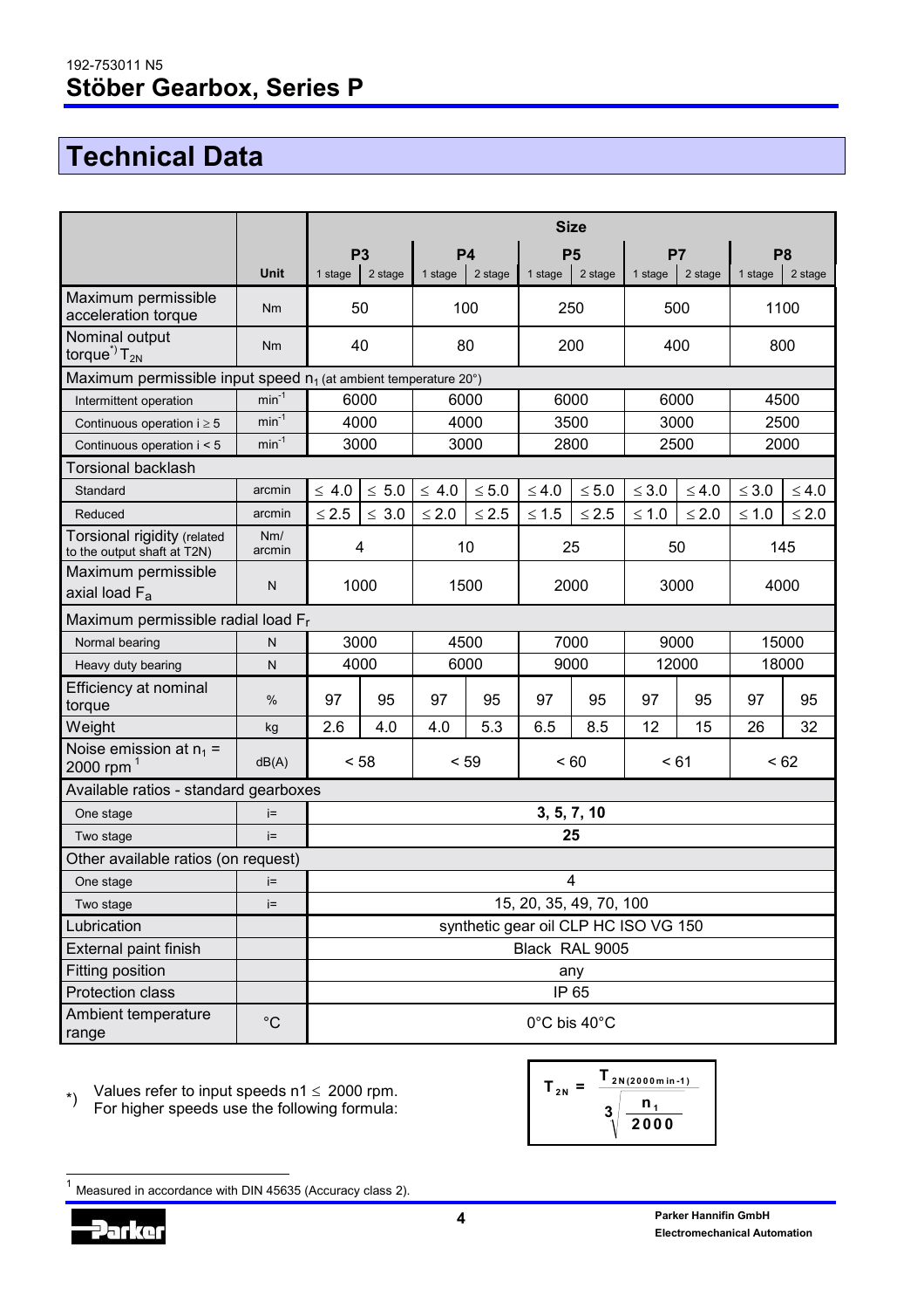# Stöber Gearbox, Series P

## Technical Data

| | Unit | P3 1 stage | P3 2 stage | P4 1 stage | P4 2 stage | P5 1 stage | P5 2 stage | P7 1 stage | P7 2 stage | P8 1 stage | P8 2 stage |
|---|---|---|---|---|---|---|---|---|---|---|---|
| Maximum permissible acceleration torque | Nm | 50 | | 100 | | 250 | | 500 | | 1100 | |
| Nominal output torque*) $T_{2N}$ | Nm | 40 | | 80 | | 200 | | 400 | | 800 | |
| **Maximum permissible input speed $n_1$ (at ambient temperature 20°)** | | | | | | | | | | | |
| Intermittent operation | $min^{-1}$ | 6000 | | 6000 | | 6000 | | 6000 | | 4500 | |
| Continuous operation $i \geq 5$ | $min^{-1}$ | 4000 | | 4000 | | 3500 | | 3000 | | 2500 | |
| Continuous operation $i < 5$ | $min^{-1}$ | 3000 | | 3000 | | 2800 | | 2500 | | 2000 | |
| **Torsional backlash** | | | | | | | | | | | |
| Standard | arcmin | ≤ 4.0 | ≤ 5.0 | ≤ 4.0 | ≤ 5.0 | ≤ 4.0 | ≤ 5.0 | ≤ 3.0 | ≤ 4.0 | ≤ 3.0 | ≤ 4.0 |
| Reduced | arcmin | ≤ 2.5 | ≤ 3.0 | ≤ 2.0 | ≤ 2.5 | ≤ 1.5 | ≤ 2.5 | ≤ 1.0 | ≤ 2.0 | ≤ 1.0 | ≤ 2.0 |
| Torsional rigidity (related to the output shaft at T2N) | Nm/arcmin | 4 | | 10 | | 25 | | 50 | | 145 | |
| Maximum permissible axial load $F_a$ | N | 1000 | | 1500 | | 2000 | | 3000 | | 4000 | |
| **Maximum permissible radial load $F_r$** | | | | | | | | | | | |
| Normal bearing | N | 3000 | | 4500 | | 7000 | | 9000 | | 15000 | |
| Heavy duty bearing | N | 4000 | | 6000 | | 9000 | | 12000 | | 18000 | |
| Efficiency at nominal torque | % | 97 | 95 | 97 | 95 | 97 | 95 | 97 | 95 | 97 | 95 |
| Weight | kg | 2.6 | 4.0 | 4.0 | 5.3 | 6.5 | 8.5 | 12 | 15 | 26 | 32 |
| Noise emission at $n_1$ = 2000 rpm[1] | dB(A) | < 58 | | < 59 | | < 60 | | < 61 | | < 62 | |
| **Available ratios - standard gearboxes** | | | | | | | | | | | |
| One stage | i= | **3, 5, 7, 10** | | | | | | | | | |
| Two stage | i= | **25** | | | | | | | | | |
| **Other available ratios (on request)** | | | | | | | | | | | |
| One stage | i= | 4 | | | | | | | | | |
| Two stage | i= | 15, 20, 35, 49, 70, 100 | | | | | | | | | |
| Lubrication | | synthetic gear oil CLP HC ISO VG 150 | | | | | | | | | |
| External paint finish | | Black RAL 9005 | | | | | | | | | |
| Fitting position | | any | | | | | | | | | |
| Protection class | | IP 65 | | | | | | | | | |
| Ambient temperature range | °C | 0°C bis 40°C | | | | | | | | | |

*) Values refer to input speeds n1 ≤ 2000 rpm.
For higher speeds use the following formula:

$$T_{2N} = \frac{T_{2N(2000\,min^{-1})}}{\sqrt[3]{\frac{n_1}{2000}}}$$

[1] Measured in accordance with DIN 45635 (Accuracy class 2).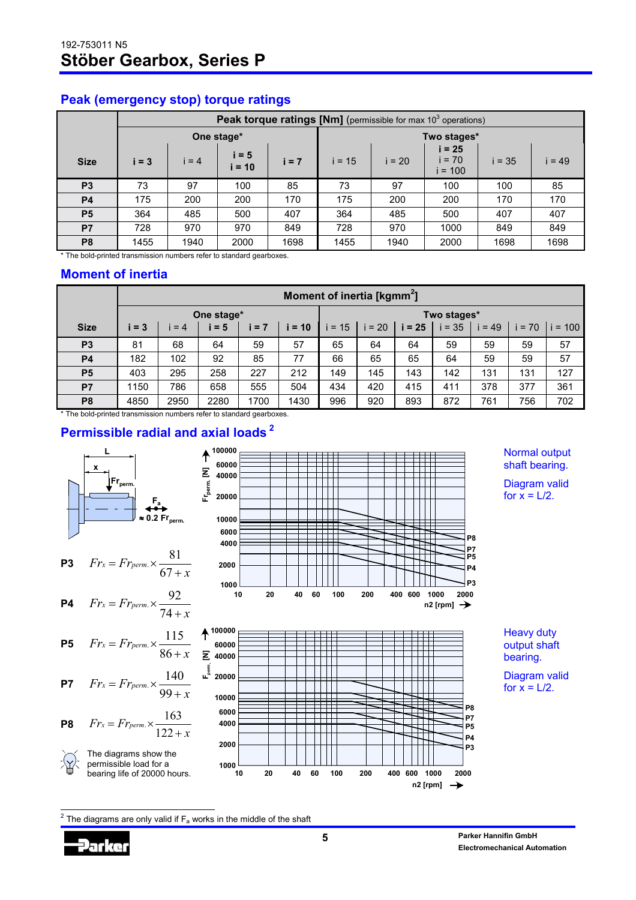## Peak (emergency stop) torque ratings

| Size | Peak torque ratings [Nm] (permissible for max $10^3$ operations) | | | | | | | | |
|---|---|---|---|---|---|---|---|---|---|
| | One stage* | | | | Two stages* | | | | |
| | **i = 3** | i = 4 | **i = 5** **i = 10** | **i = 7** | i = 15 | i = 20 | **i = 25** i = 70 i = 100 | i = 35 | i = 49 |
| **P3** | 73 | 97 | 100 | 85 | 73 | 97 | 100 | 100 | 85 |
| **P4** | 175 | 200 | 200 | 170 | 175 | 200 | 200 | 170 | 170 |
| **P5** | 364 | 485 | 500 | 407 | 364 | 485 | 500 | 407 | 407 |
| **P7** | 728 | 970 | 970 | 849 | 728 | 970 | 1000 | 849 | 849 |
| **P8** | 1455 | 1940 | 2000 | 1698 | 1455 | 1940 | 2000 | 1698 | 1698 |

\* The bold-printed transmission numbers refer to standard gearboxes.

## Moment of inertia

| Size | Moment of inertia [kgmm²] | | | | | | | | | | | |
|---|---|---|---|---|---|---|---|---|---|---|---|---|
| | One stage* | | | | | Two stages* | | | | | | |
| | **i = 3** | i = 4 | **i = 5** | **i = 7** | **i = 10** | i = 15 | i = 20 | **i = 25** | i = 35 | i = 49 | i = 70 | i = 100 |
| **P3** | 81 | 68 | 64 | 59 | 57 | 65 | 64 | 64 | 59 | 59 | 59 | 57 |
| **P4** | 182 | 102 | 92 | 85 | 77 | 66 | 65 | 65 | 64 | 59 | 59 | 57 |
| **P5** | 403 | 295 | 258 | 227 | 212 | 149 | 145 | 143 | 142 | 131 | 131 | 127 |
| **P7** | 1150 | 786 | 658 | 555 | 504 | 434 | 420 | 415 | 411 | 378 | 377 | 361 |
| **P8** | 4850 | 2950 | 2280 | 1700 | 1430 | 996 | 920 | 893 | 872 | 761 | 756 | 702 |

\* The bold-printed transmission numbers refer to standard gearboxes.

## Permissible radial and axial loads [2]

L, x, $Fr_{perm.}$, $F_a$ ≈ 0.2 $Fr_{perm.}$

**P3** $Fr_x = Fr_{perm.} \times \frac{81}{67 + x}$

**P4** $Fr_x = Fr_{perm.} \times \frac{92}{74 + x}$

**P5** $Fr_x = Fr_{perm.} \times \frac{115}{86 + x}$

**P7** $Fr_x = Fr_{perm.} \times \frac{140}{99 + x}$

**P8** $Fr_x = Fr_{perm.} \times \frac{163}{122 + x}$

The diagrams show the permissible load for a bearing life of 20000 hours.

Normal output shaft bearing.

Diagram valid for x = L/2.

($Fr_{perm.}$ [N] vs. n2 [rpm]; curves P8, P7, P5, P4, P3)

Heavy duty output shaft bearing.

Diagram valid for x = L/2.

($F_{perm.}$ [N] vs. n2 [rpm]; curves P8, P7, P5, P4, P3)

[2] The diagrams are only valid if $F_a$ works in the middle of the shaft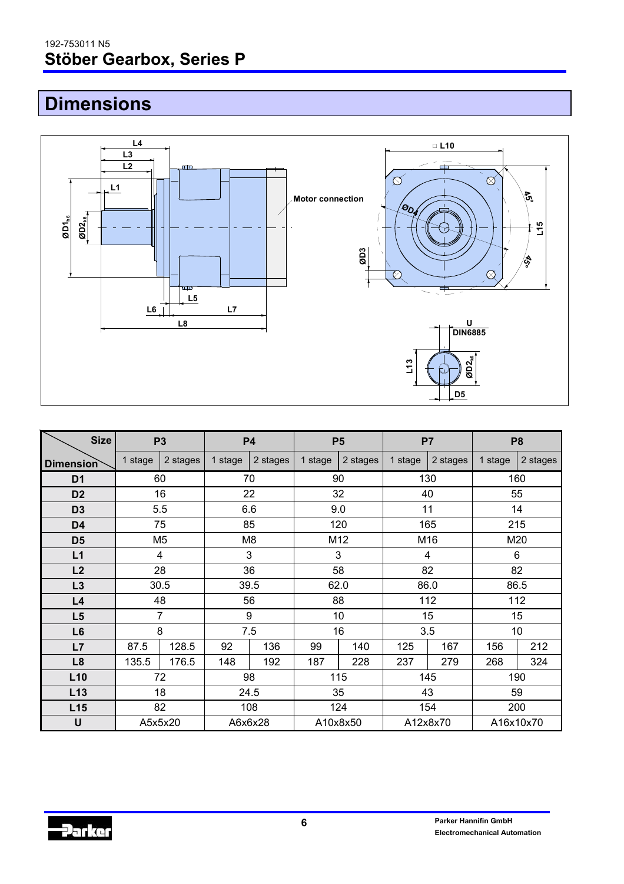# Dimensions

| Size / Dimension | P3 | | P4 | | P5 | | P7 | | P8 | |
|---|---|---|---|---|---|---|---|---|---|---|
| | 1 stage | 2 stages | 1 stage | 2 stages | 1 stage | 2 stages | 1 stage | 2 stages | 1 stage | 2 stages |
| **D1** | 60 | | 70 | | 90 | | 130 | | 160 | |
| **D2** | 16 | | 22 | | 32 | | 40 | | 55 | |
| **D3** | 5.5 | | 6.6 | | 9.0 | | 11 | | 14 | |
| **D4** | 75 | | 85 | | 120 | | 165 | | 215 | |
| **D5** | M5 | | M8 | | M12 | | M16 | | M20 | |
| **L1** | 4 | | 3 | | 3 | | 4 | | 6 | |
| **L2** | 28 | | 36 | | 58 | | 82 | | 82 | |
| **L3** | 30.5 | | 39.5 | | 62.0 | | 86.0 | | 86.5 | |
| **L4** | 48 | | 56 | | 88 | | 112 | | 112 | |
| **L5** | 7 | | 9 | | 10 | | 15 | | 15 | |
| **L6** | 8 | | 7.5 | | 16 | | 3.5 | | 10 | |
| **L7** | 87.5 | 128.5 | 92 | 136 | 99 | 140 | 125 | 167 | 156 | 212 |
| **L8** | 135.5 | 176.5 | 148 | 192 | 187 | 228 | 237 | 279 | 268 | 324 |
| **L10** | 72 | | 98 | | 115 | | 145 | | 190 | |
| **L13** | 18 | | 24.5 | | 35 | | 43 | | 59 | |
| **L15** | 82 | | 108 | | 124 | | 154 | | 200 | |
| **U** | A5x5x20 | | A6x6x28 | | A10x8x50 | | A12x8x70 | | A16x10x70 | |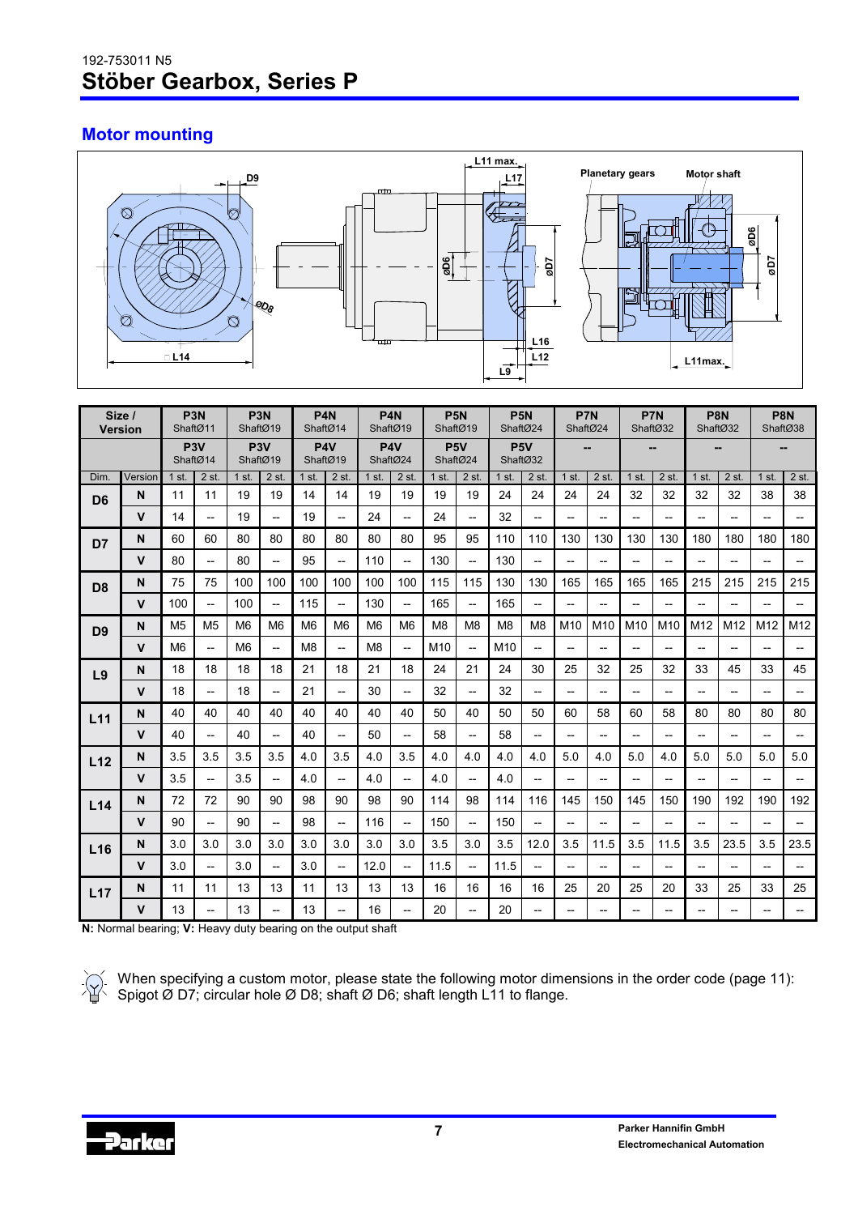192-753011 N5

# Stöber Gearbox, Series P

## Motor mounting

| Size / Version | | P3N ShaftØ11 | | P3N ShaftØ19 | | P4N ShaftØ14 | | P4N ShaftØ19 | | P5N ShaftØ19 | | P5N ShaftØ24 | | P7N ShaftØ24 | | P7N ShaftØ32 | | P8N ShaftØ32 | | P8N ShaftØ38 | |
|---|---|---|---|---|---|---|---|---|---|---|---|---|---|---|---|---|---|---|---|---|---|
| | | P3V ShaftØ14 | | P3V ShaftØ19 | | P4V ShaftØ19 | | P4V ShaftØ24 | | P5V ShaftØ24 | | P5V ShaftØ32 | | -- | | -- | | -- | | -- | |
| Dim. | Version | 1 st. | 2 st. | 1 st. | 2 st. | 1 st. | 2 st. | 1 st. | 2 st. | 1 st. | 2 st. | 1 st. | 2 st. | 1 st. | 2 st. | 1 st. | 2 st. | 1 st. | 2 st. | 1 st. | 2 st. |
| D6 | N | 11 | 11 | 19 | 19 | 14 | 14 | 19 | 19 | 19 | 19 | 24 | 24 | 24 | 24 | 32 | 32 | 32 | 32 | 38 | 38 |
| | V | 14 | -- | 19 | -- | 19 | -- | 24 | -- | 24 | -- | 32 | -- | -- | -- | -- | -- | -- | -- | -- | -- |
| D7 | N | 60 | 60 | 80 | 80 | 80 | 80 | 80 | 80 | 95 | 95 | 110 | 110 | 130 | 130 | 130 | 130 | 180 | 180 | 180 | 180 |
| | V | 80 | -- | 80 | -- | 95 | -- | 110 | -- | 130 | -- | 130 | -- | -- | -- | -- | -- | -- | -- | -- | -- |
| D8 | N | 75 | 75 | 100 | 100 | 100 | 100 | 100 | 100 | 115 | 115 | 130 | 130 | 165 | 165 | 165 | 165 | 215 | 215 | 215 | 215 |
| | V | 100 | -- | 100 | -- | 115 | -- | 130 | -- | 165 | -- | 165 | -- | -- | -- | -- | -- | -- | -- | -- | -- |
| D9 | N | M5 | M5 | M6 | M6 | M6 | M6 | M6 | M6 | M8 | M8 | M8 | M8 | M10 | M10 | M10 | M10 | M12 | M12 | M12 | M12 |
| | V | M6 | -- | M6 | -- | M8 | -- | M8 | -- | M10 | -- | M10 | -- | -- | -- | -- | -- | -- | -- | -- | -- |
| L9 | N | 18 | 18 | 18 | 18 | 21 | 18 | 21 | 18 | 24 | 21 | 24 | 30 | 25 | 32 | 25 | 32 | 33 | 45 | 33 | 45 |
| | V | 18 | -- | 18 | -- | 21 | -- | 30 | -- | 32 | -- | 32 | -- | -- | -- | -- | -- | -- | -- | -- | -- |
| L11 | N | 40 | 40 | 40 | 40 | 40 | 40 | 40 | 40 | 50 | 40 | 50 | 50 | 60 | 58 | 60 | 58 | 80 | 80 | 80 | 80 |
| | V | 40 | -- | 40 | -- | 40 | -- | 50 | -- | 58 | -- | 58 | -- | -- | -- | -- | -- | -- | -- | -- | -- |
| L12 | N | 3.5 | 3.5 | 3.5 | 3.5 | 4.0 | 3.5 | 4.0 | 3.5 | 4.0 | 4.0 | 4.0 | 4.0 | 5.0 | 4.0 | 5.0 | 4.0 | 5.0 | 5.0 | 5.0 | 5.0 |
| | V | 3.5 | -- | 3.5 | -- | 4.0 | -- | 4.0 | -- | 4.0 | -- | 4.0 | -- | -- | -- | -- | -- | -- | -- | -- | -- |
| L14 | N | 72 | 72 | 90 | 90 | 98 | 90 | 98 | 90 | 114 | 98 | 114 | 116 | 145 | 150 | 145 | 150 | 190 | 192 | 190 | 192 |
| | V | 90 | -- | 90 | -- | 98 | -- | 116 | -- | 150 | -- | 150 | -- | -- | -- | -- | -- | -- | -- | -- | -- |
| L16 | N | 3.0 | 3.0 | 3.0 | 3.0 | 3.0 | 3.0 | 3.0 | 3.0 | 3.5 | 3.0 | 3.5 | 12.0 | 3.5 | 11.5 | 3.5 | 11.5 | 3.5 | 23.5 | 3.5 | 23.5 |
| | V | 3.0 | -- | 3.0 | -- | 3.0 | -- | 12.0 | -- | 11.5 | -- | 11.5 | -- | -- | -- | -- | -- | -- | -- | -- | -- |
| L17 | N | 11 | 11 | 13 | 13 | 11 | 13 | 13 | 13 | 16 | 16 | 16 | 16 | 25 | 20 | 25 | 20 | 33 | 25 | 33 | 25 |
| | V | 13 | -- | 13 | -- | 13 | -- | 16 | -- | 20 | -- | 20 | -- | -- | -- | -- | -- | -- | -- | -- | -- |

**N:** Normal bearing; **V:** Heavy duty bearing on the output shaft

When specifying a custom motor, please state the following motor dimensions in the order code (page 11): Spigot Ø D7; circular hole Ø D8; shaft Ø D6; shaft length L11 to flange.

Parker Hannifin GmbH
Electromechanical Automation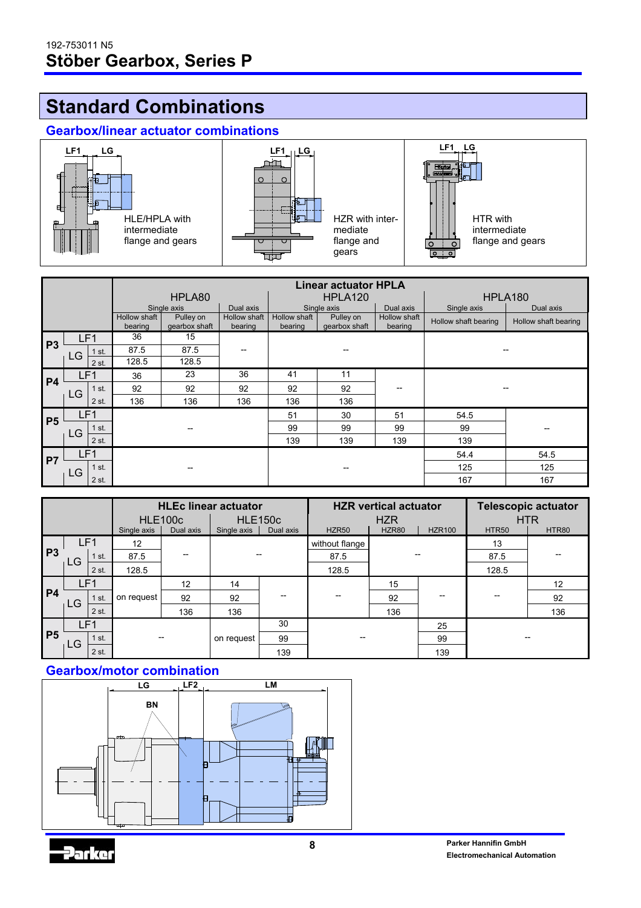192-753011 N5

# Stöber Gearbox, Series P

## Standard Combinations

### Gearbox/linear actuator combinations

HLE/HPLA with intermediate flange and gears

HZR with intermediate flange and gears

HTR with intermediate flange and gears

| | | | Linear actuator HPLA | | | | | | | |
|---|---|---|---|---|---|---|---|---|---|---|
| | | | HPLA80 | | | HPLA120 | | | HPLA180 | |
| | | | Single axis | | Dual axis | Single axis | | Dual axis | Single axis | Dual axis |
| | | | Hollow shaft bearing | Pulley on gearbox shaft | Hollow shaft bearing | Hollow shaft bearing | Pulley on gearbox shaft | Hollow shaft bearing | Hollow shaft bearing | Hollow shaft bearing |
| P3 | LF1 | | 36 | 15 | -- | -- | | | -- | |
| | LG | 1 st. | 87.5 | 87.5 | | | | | | |
| | | 2 st. | 128.5 | 128.5 | | | | | | |
| P4 | LF1 | | 36 | 23 | 36 | 41 | 11 | -- | -- | |
| | LG | 1 st. | 92 | 92 | 92 | 92 | 92 | | | |
| | | 2 st. | 136 | 136 | 136 | 136 | 136 | | | |
| P5 | LF1 | | -- | | | 51 | 30 | 51 | 54.5 | -- |
| | LG | 1 st. | | | | 99 | 99 | 99 | 99 | |
| | | 2 st. | | | | 139 | 139 | 139 | 139 | |
| P7 | LF1 | | -- | | | -- | | | 54.4 | 54.5 |
| | LG | 1 st. | | | | | | | 125 | 125 |
| | | 2 st. | | | | | | | 167 | 167 |

| | | | HLEc linear actuator | | | | HZR vertical actuator | | | Telescopic actuator | |
|---|---|---|---|---|---|---|---|---|---|---|---|
| | | | HLE100c | | HLE150c | | HZR | | | HTR | |
| | | | Single axis | Dual axis | Single axis | Dual axis | HZR50 | HZR80 | HZR100 | HTR50 | HTR80 |
| P3 | LF1 | | 12 | -- | -- | | without flange | -- | | 13 | -- |
| | LG | 1 st. | 87.5 | | | | 87.5 | | | 87.5 | |
| | | 2 st. | 128.5 | | | | 128.5 | | | 128.5 | |
| P4 | LF1 | | on request | 12 | 14 | -- | -- | 15 | -- | -- | 12 |
| | LG | 1 st. | | 92 | 92 | | | 92 | | | 92 |
| | | 2 st. | | 136 | 136 | | | 136 | | | 136 |
| P5 | LF1 | | -- | | on request | 30 | -- | | 25 | -- | |
| | LG | 1 st. | | | | 99 | | | 99 | | |
| | | 2 st. | | | | 139 | | | 139 | | |

### Gearbox/motor combination

LG, LF2, LM, BN

Parker Hannifin GmbH
Electromechanical Automation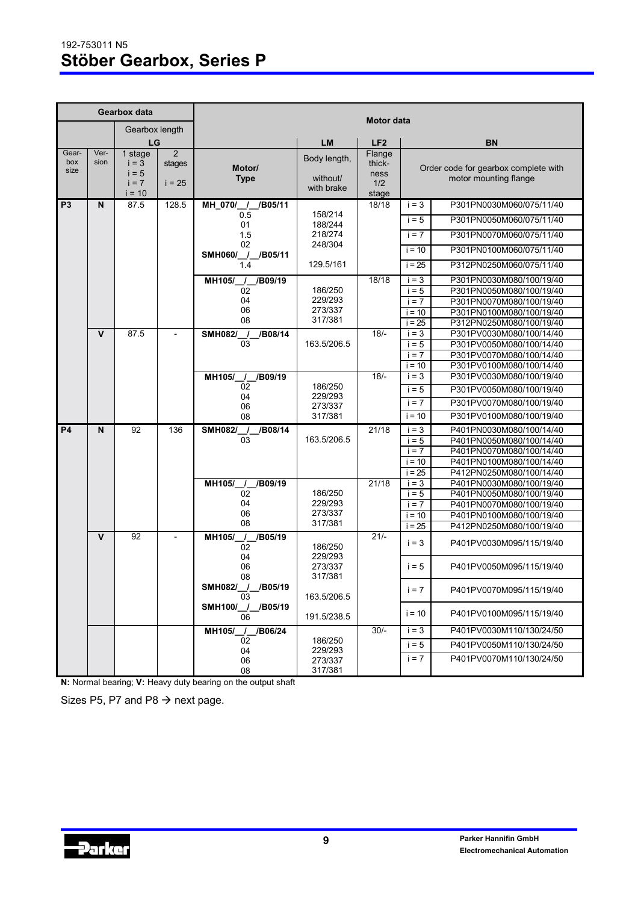192-753011 N5

# Stöber Gearbox, Series P

| Gearbox data | | | | Motor data | | | | |
|---|---|---|---|---|---|---|---|---|
| | | Gearbox length LG | | | LM | LF2 | BN | |
| Gear-box size | Ver-sion | 1 stage i = 3 i = 5 i = 7 i = 10 | 2 stages i = 25 | Motor/ Type | Body length, without/ with brake | Flange thick-ness 1/2 stage | Order code for gearbox complete with motor mounting flange | |
| **P3** | **N** | 87.5 | 128.5 | **MH_070/__/__/B05/11** 0.5 01 1.5 02 | 158/214 188/244 218/274 248/304 | 18/18 | i = 3 | P301PN0030M060/075/11/40 |
| | | | | | | | i = 5 | P301PN0050M060/075/11/40 |
| | | | | | | | i = 7 | P301PN0070M060/075/11/40 |
| | | | | **SMH060/__/__/B05/11** 1.4 | 129.5/161 | | i = 10 | P301PN0100M060/075/11/40 |
| | | | | | | | i = 25 | P312PN0250M060/075/11/40 |
| | | | | **MH105/__/__/B09/19** 02 04 06 08 | 186/250 229/293 273/337 317/381 | 18/18 | i = 3 | P301PN0030M080/100/19/40 |
| | | | | | | | i = 5 | P301PN0050M080/100/19/40 |
| | | | | | | | i = 7 | P301PN0070M080/100/19/40 |
| | | | | | | | i = 10 | P301PN0100M080/100/19/40 |
| | | | | | | | i = 25 | P312PN0250M080/100/19/40 |
| | **V** | 87.5 | - | **SMH082/__/__/B08/14** 03 | 163.5/206.5 | 18/- | i = 3 | P301PV0030M080/100/14/40 |
| | | | | | | | i = 5 | P301PV0050M080/100/14/40 |
| | | | | | | | i = 7 | P301PV0070M080/100/14/40 |
| | | | | | | | i = 10 | P301PV0100M080/100/14/40 |
| | | | | **MH105/__/__/B09/19** 02 04 06 08 | 186/250 229/293 273/337 317/381 | 18/- | i = 3 | P301PV0030M080/100/19/40 |
| | | | | | | | i = 5 | P301PV0050M080/100/19/40 |
| | | | | | | | i = 7 | P301PV0070M080/100/19/40 |
| | | | | | | | i = 10 | P301PV0100M080/100/19/40 |
| **P4** | **N** | 92 | 136 | **SMH082/__/__/B08/14** 03 | 163.5/206.5 | 21/18 | i = 3 | P401PN0030M080/100/14/40 |
| | | | | | | | i = 5 | P401PN0050M080/100/14/40 |
| | | | | | | | i = 7 | P401PN0070M080/100/14/40 |
| | | | | | | | i = 10 | P401PN0100M080/100/14/40 |
| | | | | | | | i = 25 | P412PN0250M080/100/14/40 |
| | | | | **MH105/__/__/B09/19** 02 04 06 08 | 186/250 229/293 273/337 317/381 | 21/18 | i = 3 | P401PN0030M080/100/19/40 |
| | | | | | | | i = 5 | P401PN0050M080/100/19/40 |
| | | | | | | | i = 7 | P401PN0070M080/100/19/40 |
| | | | | | | | i = 10 | P401PN0100M080/100/19/40 |
| | | | | | | | i = 25 | P412PN0250M080/100/19/40 |
| | **V** | 92 | - | **MH105/__/__/B05/19** 02 04 06 08 | 186/250 229/293 273/337 317/381 | 21/- | i = 3 | P401PV0030M095/115/19/40 |
| | | | | | | | i = 5 | P401PV0050M095/115/19/40 |
| | | | | **SMH082/__/__/B05/19** 03 | 163.5/206.5 | | i = 7 | P401PV0070M095/115/19/40 |
| | | | | **SMH100/__/__/B05/19** 06 | 191.5/238.5 | | i = 10 | P401PV0100M095/115/19/40 |
| | | | | **MH105/__/__/B06/24** 02 04 06 08 | 186/250 229/293 273/337 317/381 | 30/- | i = 3 | P401PV0030M110/130/24/50 |
| | | | | | | | i = 5 | P401PV0050M110/130/24/50 |
| | | | | | | | i = 7 | P401PV0070M110/130/24/50 |

**N:** Normal bearing; **V:** Heavy duty bearing on the output shaft

Sizes P5, P7 and P8 → next page.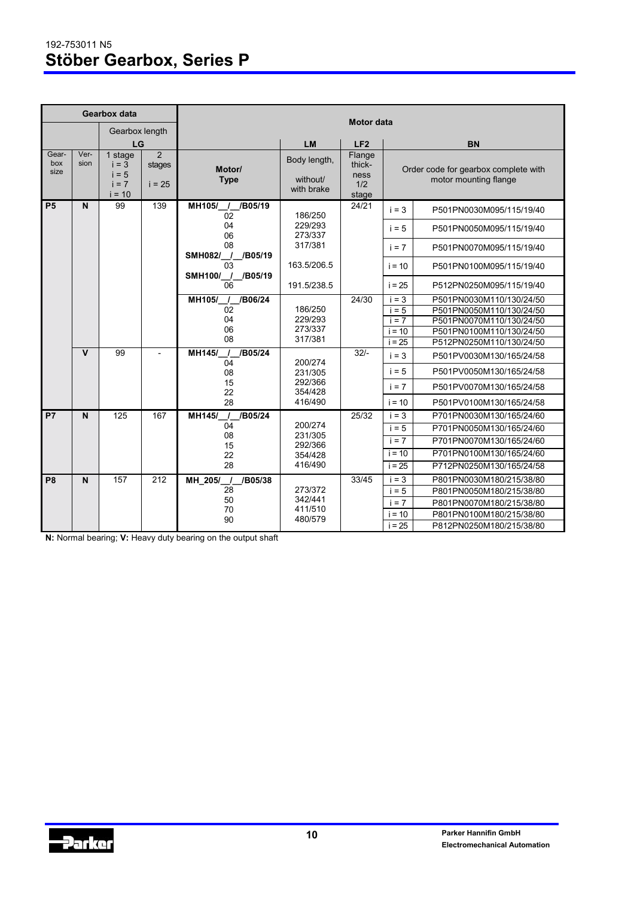192-753011 N5

# Stöber Gearbox, Series P

| Gearbox data | | | | Motor data | | | | |
|---|---|---|---|---|---|---|---|---|
| | | Gearbox length LG | | | LM | LF2 | BN | |
| Gear-box size | Ver-sion | 1 stage i = 3 i = 5 i = 7 i = 10 | 2 stages i = 25 | Motor/ Type | Body length, without/ with brake | Flange thick-ness 1/2 stage | Order code for gearbox complete with motor mounting flange | |
| **P5** | **N** | 99 | 139 | **MH105/__/__/B05/19** | | 24/21 | i = 3 | P501PN0030M095/115/19/40 |
| | | | | 02 | 186/250 | | | |
| | | | | 04 | 229/293 | | i = 5 | P501PN0050M095/115/19/40 |
| | | | | 06 | 273/337 | | | |
| | | | | 08 | 317/381 | | i = 7 | P501PN0070M095/115/19/40 |
| | | | | **SMH082/__/__/B05/19** | | | | |
| | | | | 03 | 163.5/206.5 | | i = 10 | P501PN0100M095/115/19/40 |
| | | | | **SMH100/__/__/B05/19** | | | | |
| | | | | 06 | 191.5/238.5 | | i = 25 | P512PN0250M095/115/19/40 |
| | | | | **MH105/__/__/B06/24** | | 24/30 | i = 3 | P501PN0030M110/130/24/50 |
| | | | | 02 | 186/250 | | i = 5 | P501PN0050M110/130/24/50 |
| | | | | 04 | 229/293 | | i = 7 | P501PN0070M110/130/24/50 |
| | | | | 06 | 273/337 | | i = 10 | P501PN0100M110/130/24/50 |
| | | | | 08 | 317/381 | | i = 25 | P512PN0250M110/130/24/50 |
| | **V** | 99 | - | **MH145/__/__/B05/24** | | 32/- | i = 3 | P501PV0030M130/165/24/58 |
| | | | | 04 | 200/274 | | | |
| | | | | 08 | 231/305 | | i = 5 | P501PV0050M130/165/24/58 |
| | | | | 15 | 292/366 | | | |
| | | | | 22 | 354/428 | | i = 7 | P501PV0070M130/165/24/58 |
| | | | | 28 | 416/490 | | i = 10 | P501PV0100M130/165/24/58 |
| **P7** | **N** | 125 | 167 | **MH145/__/__/B05/24** | | 25/32 | i = 3 | P701PN0030M130/165/24/60 |
| | | | | 04 | 200/274 | | i = 5 | P701PN0050M130/165/24/60 |
| | | | | 08 | 231/305 | | i = 7 | P701PN0070M130/165/24/60 |
| | | | | 15 | 292/366 | | | |
| | | | | 22 | 354/428 | | i = 10 | P701PN0100M130/165/24/60 |
| | | | | 28 | 416/490 | | i = 25 | P712PN0250M130/165/24/58 |
| **P8** | **N** | 157 | 212 | **MH_205/__/__/B05/38** | | 33/45 | i = 3 | P801PN0030M180/215/38/80 |
| | | | | 28 | 273/372 | | i = 5 | P801PN0050M180/215/38/80 |
| | | | | 50 | 342/441 | | i = 7 | P801PN0070M180/215/38/80 |
| | | | | 70 | 411/510 | | i = 10 | P801PN0100M180/215/38/80 |
| | | | | 90 | 480/579 | | i = 25 | P812PN0250M180/215/38/80 |

**N:** Normal bearing; **V:** Heavy duty bearing on the output shaft

Parker Hannifin GmbH
Electromechanical Automation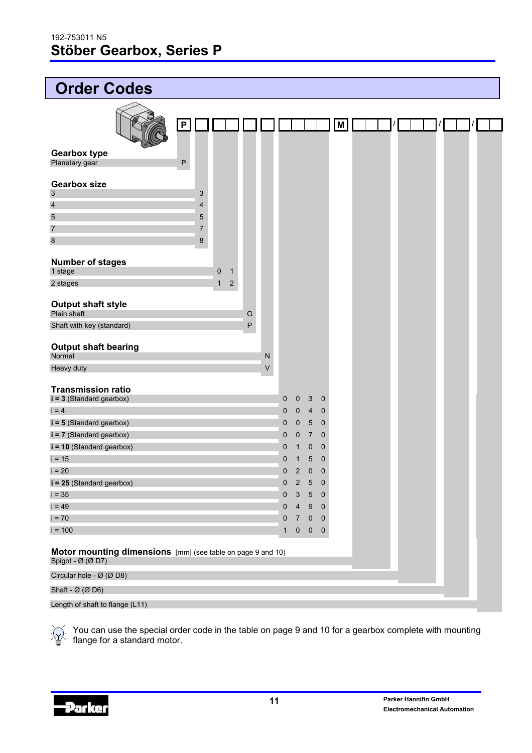# Order Codes

P ☐ ☐☐ ☐ ☐ ☐☐☐☐ M ☐☐☐ / ☐☐☐ / ☐☐ / ☐☐

### Gearbox type

| Description | Code |
|---|---|
| Planetary gear | P |

### Gearbox size

| Description | Code |
|---|---|
| 3 | 3 |
| 4 | 4 |
| 5 | 5 |
| 7 | 7 |
| 8 | 8 |

### Number of stages

| Description | Code |
|---|---|
| 1 stage | 0 1 |
| 2 stages | 1 2 |

### Output shaft style

| Description | Code |
|---|---|
| Plain shaft | G |
| Shaft with key (standard) | P |

### Output shaft bearing

| Description | Code |
|---|---|
| Normal | N |
| Heavy duty | V |

### Transmission ratio

| Description | Code |
|---|---|
| **i = 3** (Standard gearbox) | 0 0 3 0 |
| i = 4 | 0 0 4 0 |
| **i = 5** (Standard gearbox) | 0 0 5 0 |
| **i = 7** (Standard gearbox) | 0 0 7 0 |
| **i = 10** (Standard gearbox) | 0 1 0 0 |
| i = 15 | 0 1 5 0 |
| i = 20 | 0 2 0 0 |
| **i = 25** (Standard gearbox) | 0 2 5 0 |
| i = 35 | 0 3 5 0 |
| i = 49 | 0 4 9 0 |
| i = 70 | 0 7 0 0 |
| i = 100 | 1 0 0 0 |

### Motor mounting dimensions [mm] (see table on page 9 and 10)

- Spigot - Ø (Ø D7)
- Circular hole - Ø (Ø D8)
- Shaft - Ø (Ø D6)
- Length of shaft to flange (L11)

You can use the special order code in the table on page 9 and 10 for a gearbox complete with mounting flange for a standard motor.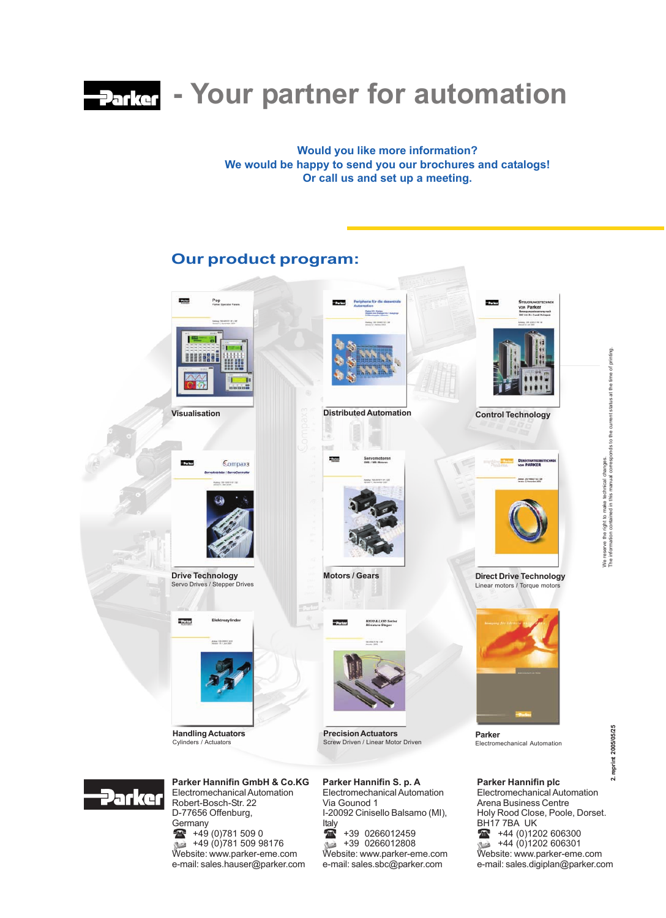# Parker - Your partner for automation

**Would you like more information?**
**We would be happy to send you our brochures and catalogs!**
**Or call us and set up a meeting.**

## Our product program:

**Visualisation**

**Distributed Automation**

**Control Technology**

**Drive Technology**
Servo Drives / Stepper Drives

**Motors / Gears**

**Direct Drive Technology**
Linear motors / Torque motors

**Handling Actuators**
Cylinders / Actuators

**Precision Actuators**
Screw Driven / Linear Motor Driven

**Parker**
Electromechanical Automation

We reserve the right to make technical changes.
The information contained in this manual corresponds to the current status at the time of printing.

2. reprint 2005/05/25

**Parker Hannifin GmbH & Co.KG**
Electromechanical Automation
Robert-Bosch-Str. 22
D-77656 Offenburg,
Germany
☎ +49 (0)781 509 0
Fax +49 (0)781 509 98176
Website: www.parker-eme.com
e-mail: sales.hauser@parker.com

**Parker Hannifin S. p. A**
Electromechanical Automation
Via Gounod 1
I-20092 Cinisello Balsamo (MI),
Italy
☎ +39 0266012459
Fax +39 0266012808
Website: www.parker-eme.com
e-mail: sales.sbc@parker.com

**Parker Hannifin plc**
Electromechanical Automation
Arena Business Centre
Holy Rood Close, Poole, Dorset.
BH17 7BA UK
☎ +44 (0)1202 606300
Fax +44 (0)1202 606301
Website: www.parker-eme.com
e-mail: sales.digiplan@parker.com